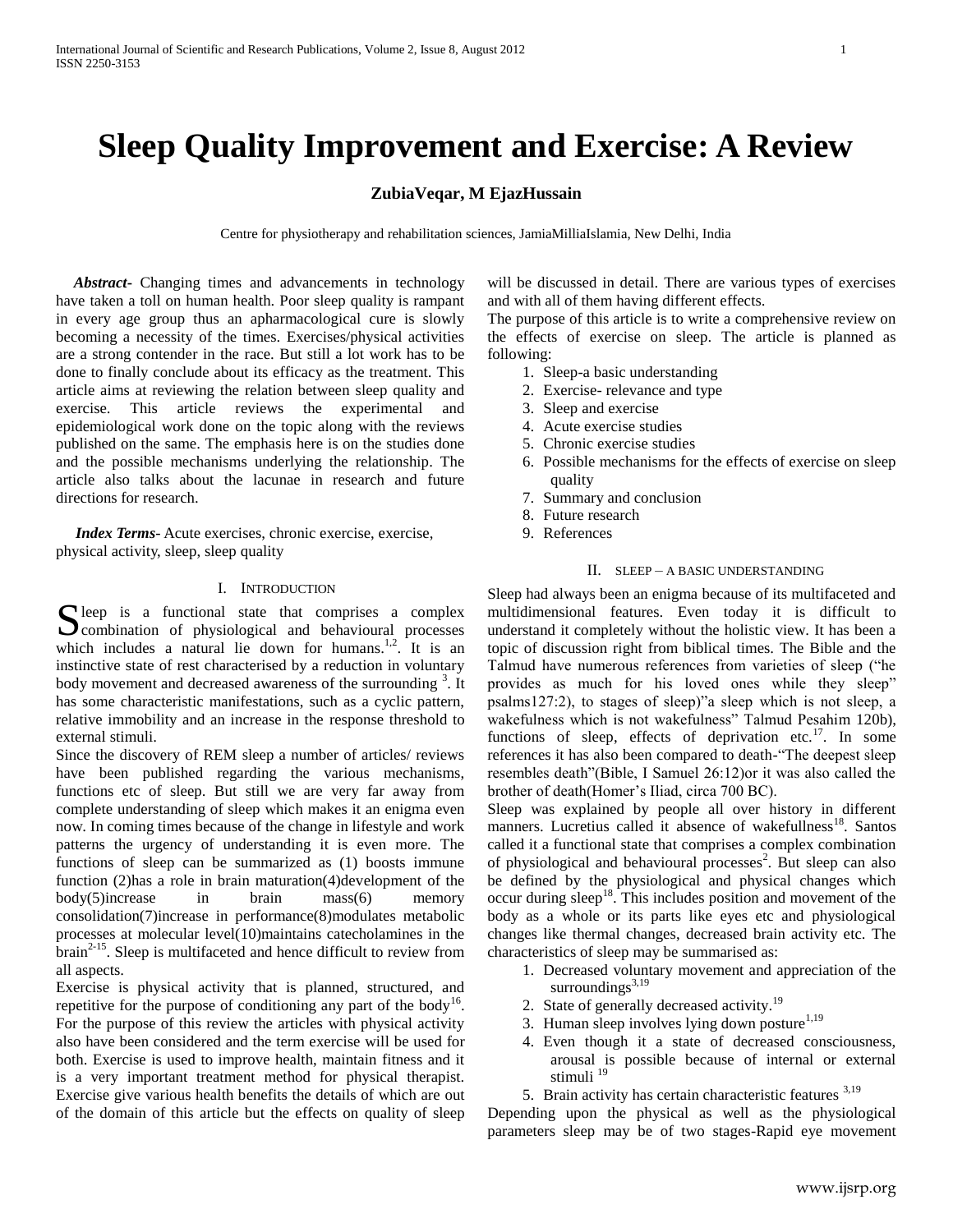# Sleep Quality Improvement and Exercise: A Review

**ZubiaVeqar, M EjazHussain**

Centre for physiotherapy and rehabilitation sciences, JamiaMilliaIslamia, New Delhi, India

***Abstract-*** Changing times and advancements in technology have taken a toll on human health. Poor sleep quality is rampant in every age group thus an apharmacological cure is slowly becoming a necessity of the times. Exercises/physical activities are a strong contender in the race. But still a lot work has to be done to finally conclude about its efficacy as the treatment. This article aims at reviewing the relation between sleep quality and exercise. This article reviews the experimental and epidemiological work done on the topic along with the reviews published on the same. The emphasis here is on the studies done and the possible mechanisms underlying the relationship. The article also talks about the lacunae in research and future directions for research.

***Index Terms-*** Acute exercises, chronic exercise, exercise, physical activity, sleep, sleep quality

## I. Introduction

Sleep is a functional state that comprises a complex combination of physiological and behavioural processes which includes a natural lie down for humans.[1,2]. It is an instinctive state of rest characterised by a reduction in voluntary body movement and decreased awareness of the surrounding [3]. It has some characteristic manifestations, such as a cyclic pattern, relative immobility and an increase in the response threshold to external stimuli.

Since the discovery of REM sleep a number of articles/ reviews have been published regarding the various mechanisms, functions etc of sleep. But still we are very far away from complete understanding of sleep which makes it an enigma even now. In coming times because of the change in lifestyle and work patterns the urgency of understanding it is even more. The functions of sleep can be summarized as (1) boosts immune function (2)has a role in brain maturation(4)development of the body(5)increase in brain mass(6) memory consolidation(7)increase in performance(8)modulates metabolic processes at molecular level(10)maintains catecholamines in the brain[2-15]. Sleep is multifaceted and hence difficult to review from all aspects.

Exercise is physical activity that is planned, structured, and repetitive for the purpose of conditioning any part of the body[16]. For the purpose of this review the articles with physical activity also have been considered and the term exercise will be used for both. Exercise is used to improve health, maintain fitness and it is a very important treatment method for physical therapist. Exercise give various health benefits the details of which are out of the domain of this article but the effects on quality of sleep will be discussed in detail. There are various types of exercises and with all of them having different effects.

The purpose of this article is to write a comprehensive review on the effects of exercise on sleep. The article is planned as following:

1. Sleep-a basic understanding
2. Exercise- relevance and type
3. Sleep and exercise
4. Acute exercise studies
5. Chronic exercise studies
6. Possible mechanisms for the effects of exercise on sleep quality
7. Summary and conclusion
8. Future research
9. References

## II. Sleep – A Basic Understanding

Sleep had always been an enigma because of its multifaceted and multidimensional features. Even today it is difficult to understand it completely without the holistic view. It has been a topic of discussion right from biblical times. The Bible and the Talmud have numerous references from varieties of sleep ("he provides as much for his loved ones while they sleep" psalms127:2), to stages of sleep)"a sleep which is not sleep, a wakefulness which is not wakefulness" Talmud Pesahim 120b), functions of sleep, effects of deprivation etc.[17]. In some references it has also been compared to death-"The deepest sleep resembles death"(Bible, I Samuel 26:12)or it was also called the brother of death(Homer's Iliad, circa 700 BC).

Sleep was explained by people all over history in different manners. Lucretius called it absence of wakefullness[18]. Santos called it a functional state that comprises a complex combination of physiological and behavioural processes[2]. But sleep can also be defined by the physiological and physical changes which occur during sleep[18]. This includes position and movement of the body as a whole or its parts like eyes etc and physiological changes like thermal changes, decreased brain activity etc. The characteristics of sleep may be summarised as:

1. Decreased voluntary movement and appreciation of the surroundings[3,19]
2. State of generally decreased activity.[19]
3. Human sleep involves lying down posture[1,19]
4. Even though it a state of decreased consciousness, arousal is possible because of internal or external stimuli [19]
5. Brain activity has certain characteristic features [3,19]

Depending upon the physical as well as the physiological parameters sleep may be of two stages-Rapid eye movement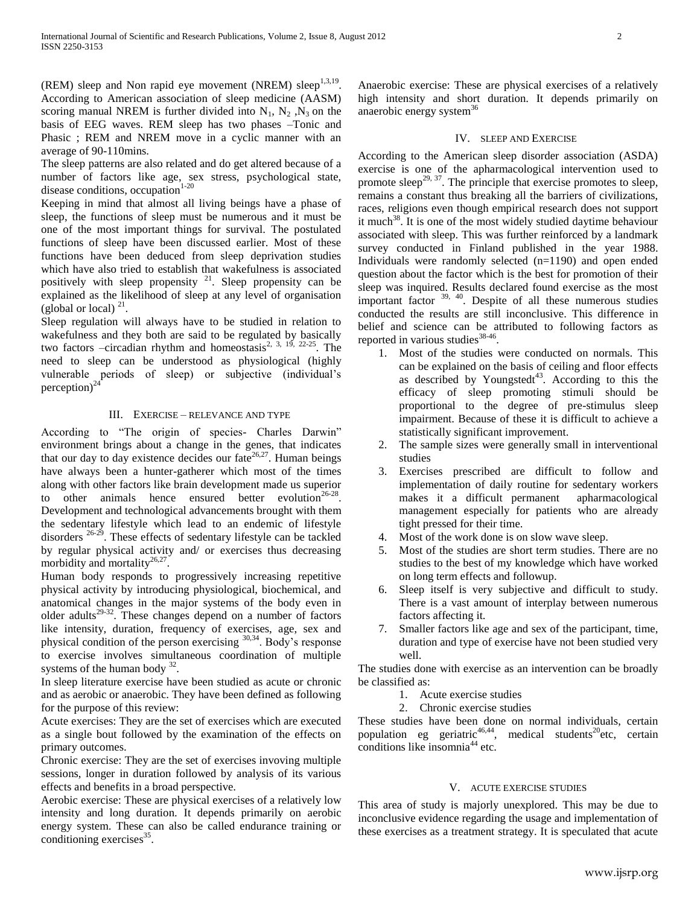(REM) sleep and Non rapid eye movement (NREM) sleep[1,3,19]. According to American association of sleep medicine (AASM) scoring manual NREM is further divided into $N_1$, $N_2$ ,$N_3$ on the basis of EEG waves. REM sleep has two phases –Tonic and Phasic ; REM and NREM move in a cyclic manner with an average of 90-110mins.

The sleep patterns are also related and do get altered because of a number of factors like age, sex stress, psychological state, disease conditions, occupation[1-20]

Keeping in mind that almost all living beings have a phase of sleep, the functions of sleep must be numerous and it must be one of the most important things for survival. The postulated functions of sleep have been discussed earlier. Most of these functions have been deduced from sleep deprivation studies which have also tried to establish that wakefulness is associated positively with sleep propensity [21]. Sleep propensity can be explained as the likelihood of sleep at any level of organisation (global or local) [21].

Sleep regulation will always have to be studied in relation to wakefulness and they both are said to be regulated by basically two factors –circadian rhythm and homeostasis[2, 3, 19, 22-25]. The need to sleep can be understood as physiological (highly vulnerable periods of sleep) or subjective (individual's perception)[24]

## III. Exercise – relevance and type

According to "The origin of species- Charles Darwin" environment brings about a change in the genes, that indicates that our day to day existence decides our fate[26,27]. Human beings have always been a hunter-gatherer which most of the times along with other factors like brain development made us superior to other animals hence ensured better evolution[26-28]. Development and technological advancements brought with them the sedentary lifestyle which lead to an endemic of lifestyle disorders [26-29]. These effects of sedentary lifestyle can be tackled by regular physical activity and/ or exercises thus decreasing morbidity and mortality[26,27].

Human body responds to progressively increasing repetitive physical activity by introducing physiological, biochemical, and anatomical changes in the major systems of the body even in older adults[29-32]. These changes depend on a number of factors like intensity, duration, frequency of exercises, age, sex and physical condition of the person exercising [30,34]. Body's response to exercise involves simultaneous coordination of multiple systems of the human body [32].

In sleep literature exercise have been studied as acute or chronic and as aerobic or anaerobic. They have been defined as following for the purpose of this review:

Acute exercises: They are the set of exercises which are executed as a single bout followed by the examination of the effects on primary outcomes.

Chronic exercise: They are the set of exercises invoving multiple sessions, longer in duration followed by analysis of its various effects and benefits in a broad perspective.

Aerobic exercise: These are physical exercises of a relatively low intensity and long duration. It depends primarily on aerobic energy system. These can also be called endurance training or conditioning exercises[35].

Anaerobic exercise: These are physical exercises of a relatively high intensity and short duration. It depends primarily on anaerobic energy system[36]

## IV. Sleep and Exercise

According to the American sleep disorder association (ASDA) exercise is one of the apharmacological intervention used to promote sleep[29, 37]. The principle that exercise promotes to sleep, remains a constant thus breaking all the barriers of civilizations, races, religions even though empirical research does not support it much[38]. It is one of the most widely studied daytime behaviour associated with sleep. This was further reinforced by a landmark survey conducted in Finland published in the year 1988. Individuals were randomly selected (n=1190) and open ended question about the factor which is the best for promotion of their sleep was inquired. Results declared found exercise as the most important factor [39, 40]. Despite of all these numerous studies conducted the results are still inconclusive. This difference in belief and science can be attributed to following factors as reported in various studies[38-46].

1. Most of the studies were conducted on normals. This can be explained on the basis of ceiling and floor effects as described by Youngstedt[43]. According to this the efficacy of sleep promoting stimuli should be proportional to the degree of pre-stimulus sleep impairment. Because of these it is difficult to achieve a statistically significant improvement.
2. The sample sizes were generally small in interventional studies
3. Exercises prescribed are difficult to follow and implementation of daily routine for sedentary workers makes it a difficult permanent apharmacological management especially for patients who are already tight pressed for their time.
4. Most of the work done is on slow wave sleep.
5. Most of the studies are short term studies. There are no studies to the best of my knowledge which have worked on long term effects and followup.
6. Sleep itself is very subjective and difficult to study. There is a vast amount of interplay between numerous factors affecting it.
7. Smaller factors like age and sex of the participant, time, duration and type of exercise have not been studied very well.

The studies done with exercise as an intervention can be broadly be classified as:

1. Acute exercise studies
2. Chronic exercise studies

These studies have been done on normal individuals, certain population eg geriatric[46,44], medical students[20]etc, certain conditions like insomnia[44] etc.

## V. Acute exercise studies

This area of study is majorly unexplored. This may be due to inconclusive evidence regarding the usage and implementation of these exercises as a treatment strategy. It is speculated that acute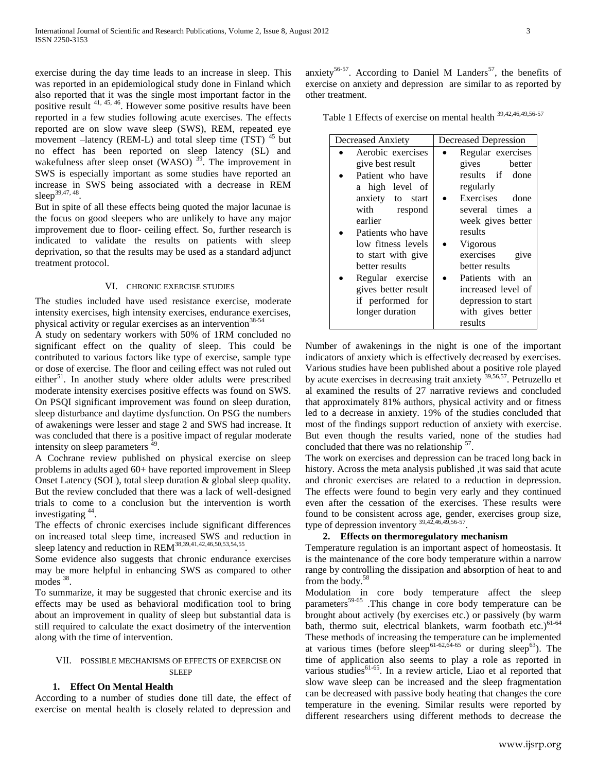exercise during the day time leads to an increase in sleep. This was reported in an epidemiological study done in Finland which also reported that it was the single most important factor in the positive result [41, 45, 46]. However some positive results have been reported in a few studies following acute exercises. The effects reported are on slow wave sleep (SWS), REM, repeated eye movement –latency (REM-L) and total sleep time (TST) [45] but no effect has been reported on sleep latency (SL) and wakefulness after sleep onset (WASO) [39]. The improvement in SWS is especially important as some studies have reported an increase in SWS being associated with a decrease in REM sleep[39,47, 48].

But in spite of all these effects being quoted the major lacunae is the focus on good sleepers who are unlikely to have any major improvement due to floor- ceiling effect. So, further research is indicated to validate the results on patients with sleep deprivation, so that the results may be used as a standard adjunct treatment protocol.

## VI. CHRONIC EXERCISE STUDIES

The studies included have used resistance exercise, moderate intensity exercises, high intensity exercises, endurance exercises, physical activity or regular exercises as an intervention[38-54]

A study on sedentary workers with 50% of 1RM concluded no significant effect on the quality of sleep. This could be contributed to various factors like type of exercise, sample type or dose of exercise. The floor and ceiling effect was not ruled out either[51]. In another study where older adults were prescribed moderate intensity exercises positive effects was found on SWS. On PSQI significant improvement was found on sleep duration, sleep disturbance and daytime dysfunction. On PSG the numbers of awakenings were lesser and stage 2 and SWS had increase. It was concluded that there is a positive impact of regular moderate intensity on sleep parameters [49].

A Cochrane review published on physical exercise on sleep problems in adults aged 60+ have reported improvement in Sleep Onset Latency (SOL), total sleep duration & global sleep quality. But the review concluded that there was a lack of well-designed trials to come to a conclusion but the intervention is worth investigating [44].

The effects of chronic exercises include significant differences on increased total sleep time, increased SWS and reduction in sleep latency and reduction in REM[38,39,41,42,46,50,53,54,55].

Some evidence also suggests that chronic endurance exercises may be more helpful in enhancing SWS as compared to other modes [38].

To summarize, it may be suggested that chronic exercise and its effects may be used as behavioral modification tool to bring about an improvement in quality of sleep but substantial data is still required to calculate the exact dosimetry of the intervention along with the time of intervention.

## VII. POSSIBLE MECHANISMS OF EFFECTS OF EXERCISE ON SLEEP

### 1. Effect On Mental Health

According to a number of studies done till date, the effect of exercise on mental health is closely related to depression and anxiety[56-57]. According to Daniel M Landers[57], the benefits of exercise on anxiety and depression are similar to as reported by other treatment.

Table 1 Effects of exercise on mental health [39,42,46,49,56-57]

| Decreased Anxiety | Decreased Depression |
|---|---|
| • Aerobic exercises give best result<br>• Patient who have a high level of anxiety to start with respond earlier<br>• Patients who have low fitness levels to start with give better results<br>• Regular exercise gives better result if performed for longer duration | • Regular exercises gives better results if done regularly<br>• Exercises done several times a week gives better results<br>• Vigorous exercises give better results<br>• Patients with an increased level of depression to start with gives better results |

Number of awakenings in the night is one of the important indicators of anxiety which is effectively decreased by exercises. Various studies have been published about a positive role played by acute exercises in decreasing trait anxiety [39,56,57]. Petruzello et al examined the results of 27 narrative reviews and concluded that approximately 81% authors, physical activity and or fitness led to a decrease in anxiety. 19% of the studies concluded that most of the findings support reduction of anxiety with exercise. But even though the results varied, none of the studies had concluded that there was no relationship [57].

The work on exercises and depression can be traced long back in history. Across the meta analysis published ,it was said that acute and chronic exercises are related to a reduction in depression. The effects were found to begin very early and they continued even after the cessation of the exercises. These results were found to be consistent across age, gender, exercises group size, type of depression inventory [39,42,46,49,56-57].

### 2. Effects on thermoregulatory mechanism

Temperature regulation is an important aspect of homeostasis. It is the maintenance of the core body temperature within a narrow range by controlling the dissipation and absorption of heat to and from the body.[58]

Modulation in core body temperature affect the sleep parameters[59-65] .This change in core body temperature can be brought about actively (by exercises etc.) or passively (by warm bath, thermo suit, electrical blankets, warm footbath etc.)[61-64]

These methods of increasing the temperature can be implemented at various times (before sleep[61-62,64-65] or during sleep[63]). The time of application also seems to play a role as reported in various studies[61-65]. In a review article, Liao et al reported that slow wave sleep can be increased and the sleep fragmentation can be decreased with passive body heating that changes the core temperature in the evening. Similar results were reported by different researchers using different methods to decrease the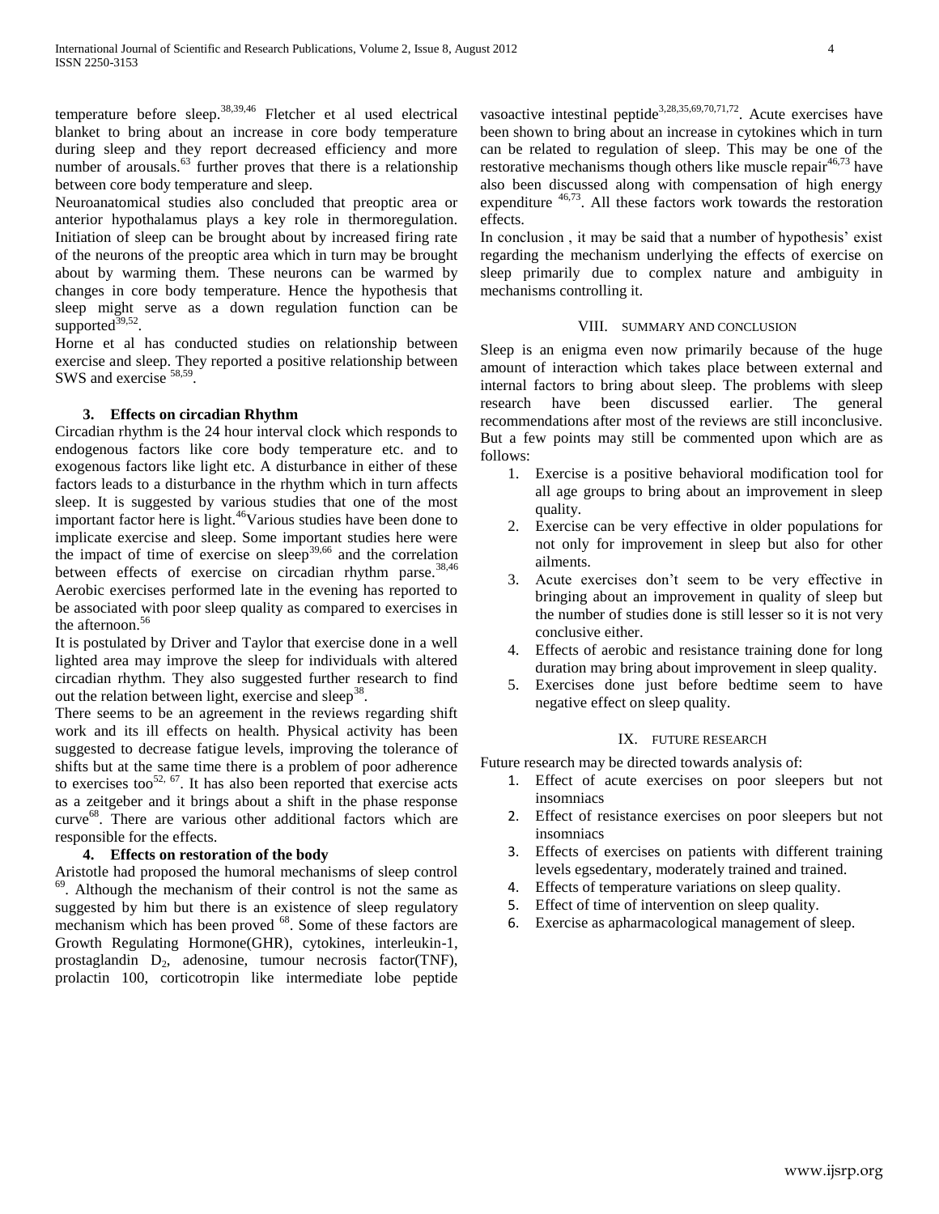temperature before sleep.[38,39,46] Fletcher et al used electrical blanket to bring about an increase in core body temperature during sleep and they report decreased efficiency and more number of arousals.[63] further proves that there is a relationship between core body temperature and sleep.

Neuroanatomical studies also concluded that preoptic area or anterior hypothalamus plays a key role in thermoregulation. Initiation of sleep can be brought about by increased firing rate of the neurons of the preoptic area which in turn may be brought about by warming them. These neurons can be warmed by changes in core body temperature. Hence the hypothesis that sleep might serve as a down regulation function can be supported[39,52].

Horne et al has conducted studies on relationship between exercise and sleep. They reported a positive relationship between SWS and exercise [58,59].

### 3. Effects on circadian Rhythm

Circadian rhythm is the 24 hour interval clock which responds to endogenous factors like core body temperature etc. and to exogenous factors like light etc. A disturbance in either of these factors leads to a disturbance in the rhythm which in turn affects sleep. It is suggested by various studies that one of the most important factor here is light.[46]Various studies have been done to implicate exercise and sleep. Some important studies here were the impact of time of exercise on sleep[39,66] and the correlation between effects of exercise on circadian rhythm parse.[38,46] Aerobic exercises performed late in the evening has reported to be associated with poor sleep quality as compared to exercises in the afternoon.[56]

It is postulated by Driver and Taylor that exercise done in a well lighted area may improve the sleep for individuals with altered circadian rhythm. They also suggested further research to find out the relation between light, exercise and sleep[38].

There seems to be an agreement in the reviews regarding shift work and its ill effects on health. Physical activity has been suggested to decrease fatigue levels, improving the tolerance of shifts but at the same time there is a problem of poor adherence to exercises too[52, 67]. It has also been reported that exercise acts as a zeitgeber and it brings about a shift in the phase response curve[68]. There are various other additional factors which are responsible for the effects.

### 4. Effects on restoration of the body

Aristotle had proposed the humoral mechanisms of sleep control [69]. Although the mechanism of their control is not the same as suggested by him but there is an existence of sleep regulatory mechanism which has been proved [68]. Some of these factors are Growth Regulating Hormone(GHR), cytokines, interleukin-1, prostaglandin $D_2$, adenosine, tumour necrosis factor(TNF), prolactin 100, corticotropin like intermediate lobe peptide vasoactive intestinal peptide[3,28,35,69,70,71,72]. Acute exercises have been shown to bring about an increase in cytokines which in turn can be related to regulation of sleep. This may be one of the restorative mechanisms though others like muscle repair[46,73] have also been discussed along with compensation of high energy expenditure [46,73]. All these factors work towards the restoration effects.

In conclusion , it may be said that a number of hypothesis' exist regarding the mechanism underlying the effects of exercise on sleep primarily due to complex nature and ambiguity in mechanisms controlling it.

## VIII. Summary and Conclusion

Sleep is an enigma even now primarily because of the huge amount of interaction which takes place between external and internal factors to bring about sleep. The problems with sleep research have been discussed earlier. The general recommendations after most of the reviews are still inconclusive. But a few points may still be commented upon which are as follows:

1. Exercise is a positive behavioral modification tool for all age groups to bring about an improvement in sleep quality.
2. Exercise can be very effective in older populations for not only for improvement in sleep but also for other ailments.
3. Acute exercises don't seem to be very effective in bringing about an improvement in quality of sleep but the number of studies done is still lesser so it is not very conclusive either.
4. Effects of aerobic and resistance training done for long duration may bring about improvement in sleep quality.
5. Exercises done just before bedtime seem to have negative effect on sleep quality.

## IX. Future Research

Future research may be directed towards analysis of:

1. Effect of acute exercises on poor sleepers but not insomniacs
2. Effect of resistance exercises on poor sleepers but not insomniacs
3. Effects of exercises on patients with different training levels egsedentary, moderately trained and trained.
4. Effects of temperature variations on sleep quality.
5. Effect of time of intervention on sleep quality.
6. Exercise as apharmacological management of sleep.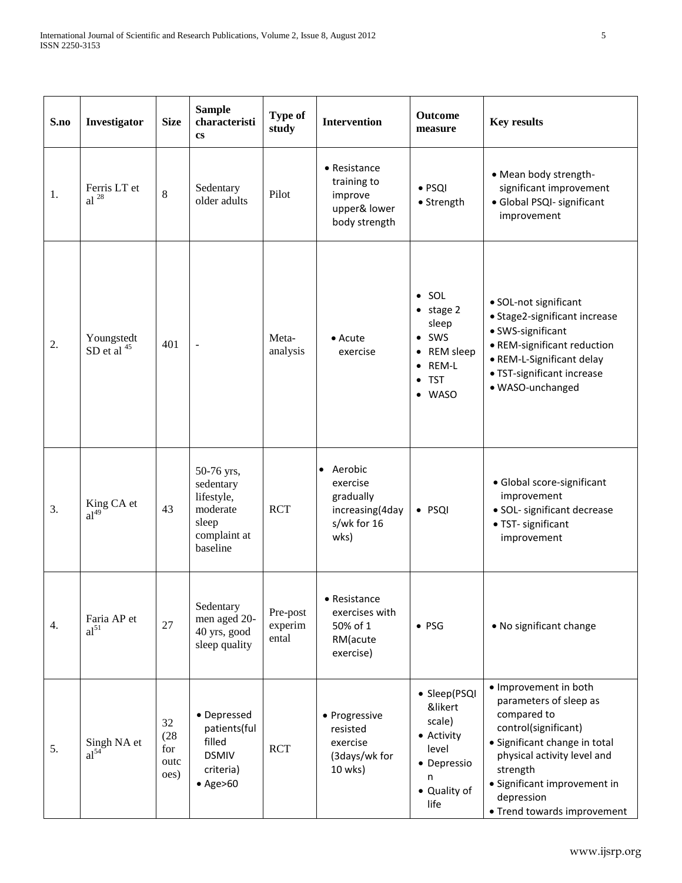| S.no | Investigator | Size | Sample characteristics | Type of study | Intervention | Outcome measure | Key results |
|---|---|---|---|---|---|---|---|
| 1. | Ferris LT et al [28] | 8 | Sedentary older adults | Pilot | • Resistance training to improve upper& lower body strength | • PSQI<br>• Strength | • Mean body strength- significant improvement<br>• Global PSQI- significant improvement |
| 2. | Youngstedt SD et al [45] | 401 | - | Meta-analysis | • Acute exercise | • SOL<br>• stage 2 sleep<br>• SWS<br>• REM sleep<br>• REM-L<br>• TST<br>• WASO | • SOL-not significant<br>• Stage2-significant increase<br>• SWS-significant<br>• REM-significant reduction<br>• REM-L-Significant delay<br>• TST-significant increase<br>• WASO-unchanged |
| 3. | King CA et al[49] | 43 | 50-76 yrs, sedentary lifestyle, moderate sleep complaint at baseline | RCT | • Aerobic exercise gradually increasing(4days/wk for 16 wks) | • PSQI | • Global score-significant improvement<br>• SOL- significant decrease<br>• TST- significant improvement |
| 4. | Faria AP et al[51] | 27 | Sedentary men aged 20-40 yrs, good sleep quality | Pre-post experimental | • Resistance exercises with 50% of 1 RM(acute exercise) | • PSG | • No significant change |
| 5. | Singh NA et al[54] | 32 (28 for outcoes) | • Depressed patients(fulfilled DSMIV criteria)<br>• Age>60 | RCT | • Progressive resisted exercise (3days/wk for 10 wks) | • Sleep(PSQI &likert scale)<br>• Activity level<br>• Depression<br>• Quality of life | • Improvement in both parameters of sleep as compared to control(significant)<br>• Significant change in total physical activity level and strength<br>• Significant improvement in depression<br>• Trend towards improvement |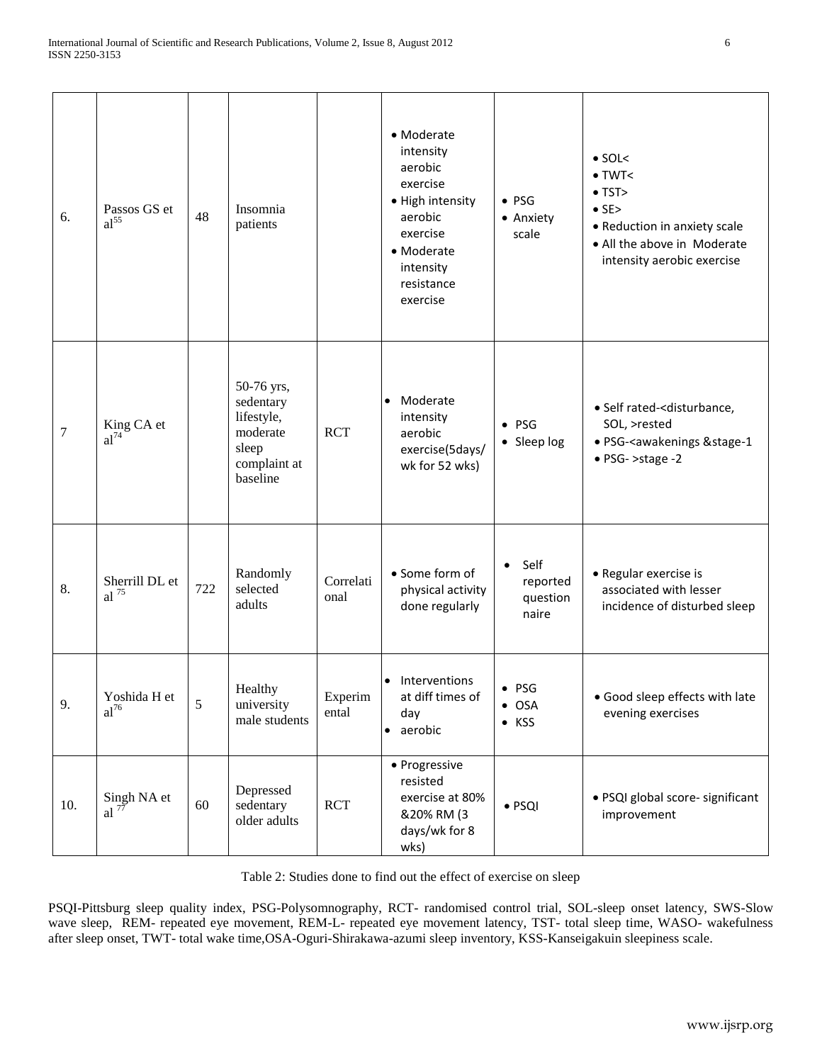| 6. | Passos GS et al[55] | 48 | Insomnia patients | | • Moderate intensity aerobic exercise<br>• High intensity aerobic exercise<br>• Moderate intensity resistance exercise | • PSG<br>• Anxiety scale | • SOL<<br>• TWT<<br>• TST><br>• SE><br>• Reduction in anxiety scale<br>• All the above in Moderate intensity aerobic exercise |
|---|---|---|---|---|---|---|---|
| 7 | King CA et al[74] | | 50-76 yrs, sedentary lifestyle, moderate sleep complaint at baseline | RCT | • Moderate intensity aerobic exercise(5days/wk for 52 wks) | • PSG<br>• Sleep log | • Self rated-<disturbance, SOL, >rested<br>• PSG-<awakenings &stage-1<br>• PSG- >stage -2 |
| 8. | Sherrill DL et al [75] | 722 | Randomly selected adults | Correlational | • Some form of physical activity done regularly | • Self reported questionnaire | • Regular exercise is associated with lesser incidence of disturbed sleep |
| 9. | Yoshida H et al[76] | 5 | Healthy university male students | Experimental | • Interventions at diff times of day<br>• aerobic | • PSG<br>• OSA<br>• KSS | • Good sleep effects with late evening exercises |
| 10. | Singh NA et al [77] | 60 | Depressed sedentary older adults | RCT | • Progressive resisted exercise at 80% &20% RM (3 days/wk for 8 wks) | • PSQI | • PSQI global score- significant improvement |

Table 2: Studies done to find out the effect of exercise on sleep

PSQI-Pittsburg sleep quality index, PSG-Polysomnography, RCT- randomised control trial, SOL-sleep onset latency, SWS-Slow wave sleep, REM- repeated eye movement, REM-L- repeated eye movement latency, TST- total sleep time, WASO- wakefulness after sleep onset, TWT- total wake time,OSA-Oguri-Shirakawa-azumi sleep inventory, KSS-Kanseigakuin sleepiness scale.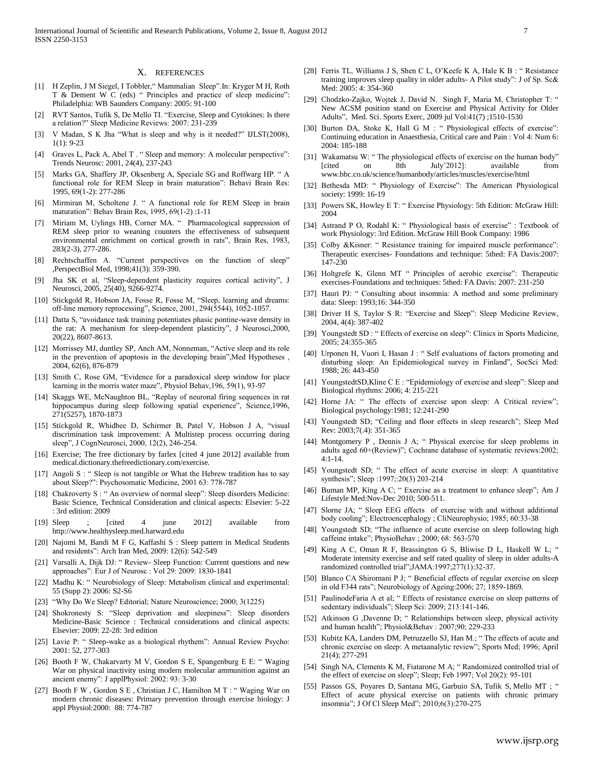## X. REFERENCES

[1] H Zeplin, J M Siegel, I Tobbler," Mammalian Sleep".In: Kryger M H, Roth T & Dement W C (eds) " Principles and practice of sleep medicine": Philadelphia: WB Saunders Company: 2005: 91-100

[2] RVT Santos, Tufik S, De Mello TI. "Exercise, Sleep and Cytokines: Is there a relation?" Sleep Medicine Reviews: 2007: 231-239

[3] V Madan, S K Jha "What is sleep and why is it needed?" IJLST(2008), 1(1): 9-23

[4] Graves L, Pack A, Abel T . " Sleep and memory: A molecular perspective": Trends Neurosc: 2001, 24(4), 237-243

[5] Marks GA, Shaffery JP, Oksenberg A, Speciale SG and Roffwarg HP. " A functional role for REM Sleep in brain maturation": Behavi Brain Res: 1995, 69(1-2): 277-286

[6] Mirmiran M, Scholtene J. " A functional role for REM Sleep in brain maturation": Behav Brain Res, 1995, 69(1-2) :1-11

[7] Miriam M, Uylings HB, Corner MA. " Pharmacological suppression of REM sleep prior to weaning counters the effectiveness of subsequent environmental enrichment on cortical growth in rats", Brain Res, 1983, 283(2-3), 277-286.

[8] Rechtschaffen A. "Current perspectives on the function of sleep" ,PerspectBiol Med, 1998;41(3): 359-390.

[9] Jha SK et al, "Sleep-dependent plasticity requires cortical activity", J Neurosci, 2005, 25(40), 9266-9274.

[10] Stickgold R, Hobson JA, Fosse R, Fosse M, "Sleep, learning and dreams: off-line memory reprocessing", Science, 2001, 294(5544), 1052-1057.

[11] Datta S, "avoidance task training potentiates phasic pontine-wave density in the rat: A mechanism for sleep-dependent plasticity", J Neurosci,2000, 20(22), 8607-8613.

[12] Morrissey MJ, duntley SP, Anch AM, Nonneman, "Active sleep and its role in the prevention of apoptosis in the developing brain",Med Hypotheses , 2004, 62(6), 876-879

[13] Smith C, Rose GM, "Evidence for a paradoxical sleep window for place learning in the morris water maze", Physiol Behav,196, 59(1), 93-97

[14] Skaggs WE, McNaughton BL, "Replay of neuronal firing sequences in rat hippocampus during sleep following spatial experience", Science,1996, 271(5257), 1870-1873

[15] Stickgold R, Whidbee D, Schirmer B, Patel V, Hobson J A, "visual discrimination task improvement: A Multistep process occurring during sleep", J CognNeurosci, 2000, 12(2), 246-254.

[16] Exercise; The free dictionary by farlex [cited 4 june 2012] available from medical.dictionary.thefreedictionary.com/exercise.

[17] Angoli S : " Sleep is not tangible or What the Hebrew tradition has to say about Sleep?": Psychosomatic Medicine, 2001 63: 778-787

[18] Chakroverty S : " An overview of normal sleep": Sleep disorders Medicine: Basic Science, Technical Consideration and clinical aspects: Elsevier: 5-22 : 3rd edition: 2009

[19] Sleep ; [cited 4 june 2012] available from http://www.healthysleep.med.harward.edu

[20] Najomi M, Bandi M F G, Kaffashi S : Sleep pattern in Medical Students and residents": Arch Iran Med, 2009: 12(6): 542-549

[21] Varsalli A, Dijk DJ: " Review- Sleep Function: Current questions and new approaches": Eur J of Neurosc : Vol 29: 2009: 1830-1841

[22] Madhu K: " Neurobiology of Sleep: Metabolism clinical and experimental: 55 (Supp 2): 2006: S2-S6

[23] "Why Do We Sleep? Editorial; Nature Neuroscience; 2000; 3(1225)

[24] Shokronesty S: "Sleep deprivation and sleepiness": Sleep disorders Medicine-Basic Science : Technical considerations and clinical aspects: Elsevier: 2009: 22-28: 3rd edition

[25] Lavie P: " Sleep-wake as a biological rhythem": Annual Review Psycho: 2001: 52, 277-303

[26] Booth F W, Chakarvarty M V, Gordon S E, Spangenburg E E: " Waging War on physical inactivity using modern molecular ammunition against an ancient enemy": J applPhysiol: 2002: 93: 3-30

[27] Booth F W , Gordon S E , Christian J C, Hamilton M T : " Waging War on modern chronic diseases: Primary prevention through exercise biology: J appl Physiol:2000: 88: 774-787

[28] Ferris TL, Williams J S, Shen C L, O'Keefe K A, Hale K B : " Resistance training improves sleep quality in older adults- A Pilot study": J of Sp. Sc& Med: 2005: 4: 354-360

[29] Chodzko-Zajko, Wojtek J, David N. Singh F, Maria M, Christopher T: " New ACSM position stand on Exercise and Physical Activity for Older Adults", Med. Sci. Sports Exerc, 2009 jul Vol:41(7) ;1510-1530

[30] Burton DA, Stoke K, Hall G M : " Physiological effects of exercise": Continuing education in Anaesthesia, Critical care and Pain : Vol 4: Num 6: 2004: 185-188

[31] Wakamatsu W: " The physiological effects of exercise on the human body" [cited on 8th July'2012]: available from www.bbc.co.uk/science/humanbody/articles/muscles/exercise/html

[32] Bethesda MD: " Physiology of Exercise": The American Physiological society: 1999: 16-19

[33] Powers SK, Howley E T: " Exercise Physiology: 5th Edition: McGraw Hill: 2004

[34] Astrand P O, Rodahl K: " Physiological basis of exercise" : Textbook of work Physiology: 3rd Edition. McGraw Hill Book Company: 1986

[35] Colby &Kisner: " Resistance training for impaired muscle performance": Therapeutic exercises- Foundations and technique: 5thed: FA Davis:2007: 147-230

[36] Holtgrefe K, Glenn MT " Principles of aerobic exercise": Therapeutic exercises-Foundations and techniques: 5thed: FA Davis: 2007: 231-250

[37] Hauri PJ: " Consulting about insomnia: A method and some preliminary data: Sleep: 1993;16: 344-350

[38] Driver H S, Taylor S R: "Exercise and Sleep": Sleep Medicine Review, 2004, 4(4): 387-402

[39] Youngstedt SD : " Effects of exercise on sleep": Clinics in Sports Medicine, 2005; 24:355-365

[40] Urponen H, Vuori I, Hasan J : " Self evaluations of factors promoting and disturbing sleep: An Epidemiological survey in Finland", SocSci Med: 1988; 26: 443-450

[41] YoungstedtSD,Kline C E : "Epidemiology of exercise and sleep": Sleep and Biological rhythms: 2006; 4: 215-221

[42] Horne JA: " The effects of exercise upon sleep: A Critical review"; Biological psychology:1981; 12:241-290

[43] Youngstedt SD; "Ceiling and floor effects in sleep research"; Sleep Med Rev: 2003;7(.4): 351-365

[44] Montgomery P , Dennis J A; " Physical exercise for sleep problems in adults aged 60+(Review)"; Cochrane database of systematic reviews:2002; 4:1-14.

[45] Youngstedt SD; " The effect of acute exercise in sleep: A quantitative synthesis"; Sleep :1997;:20(3) 203-214

[46] Buman MP, King A C; " Exercise as a treatment to enhance sleep"; Am J Lifestyle Med:Nov-Dec 2010; 500-511.

[47] Slorne JA; " Sleep EEG effects of exercise with and without additional body cooling"; Electroencephalogy ; CliNeurophysio; 1985; 60:33-38

[48] Youngstedt SD; "The influence of acute exercise on sleep following high caffeine intake"; PhysioBehav ; 2000; 68: 563-570

[49] King A C, Oman R F, Brassington G S, Bliwise D L, Haskell W L; " Moderate intensity exercise and self rated quality of sleep in older adults-A randomized controlled trial";JAMA:1997;277(1):32-37.

[50] Blanco CA Shiromani P J; " Beneficial effects of regular exercise on sleep in old F344 rats"; Neurobiology of Ageing:2006; 27; 1859-1869.

[51] PaulinodeFaria A et al; " Effects of resistance exercise on sleep patterns of sedentary individuals"; Sleep Sci: 2009; 213:141-146.

[52] Atkinson G ,Davenne D; " Relationships between sleep, physical activity and human health"; Physiol&Behav : 2007;90; 229-233

[53] Kubitz KA, Landers DM, Petruzzello SJ, Han M.; " The effects of acute and chronic exercise on sleep: A metaanalytic review"; Sports Med; 1996; April 21(4); 277-291

[54] Singh NA, Clements K M, Fiatarone M A; " Randomized controlled trial of the effect of exercise on sleep"; Sleep; Feb 1997; Vol 20(2): 95-101

[55] Passos GS, Poyares D, Santana MG, Garbuio SA, Tufik S, Mello MT ; " Effect of acute physical exercise on patients with chronic primary insomnia"; J Of Cl Sleep Med"; 2010;6(3):270-275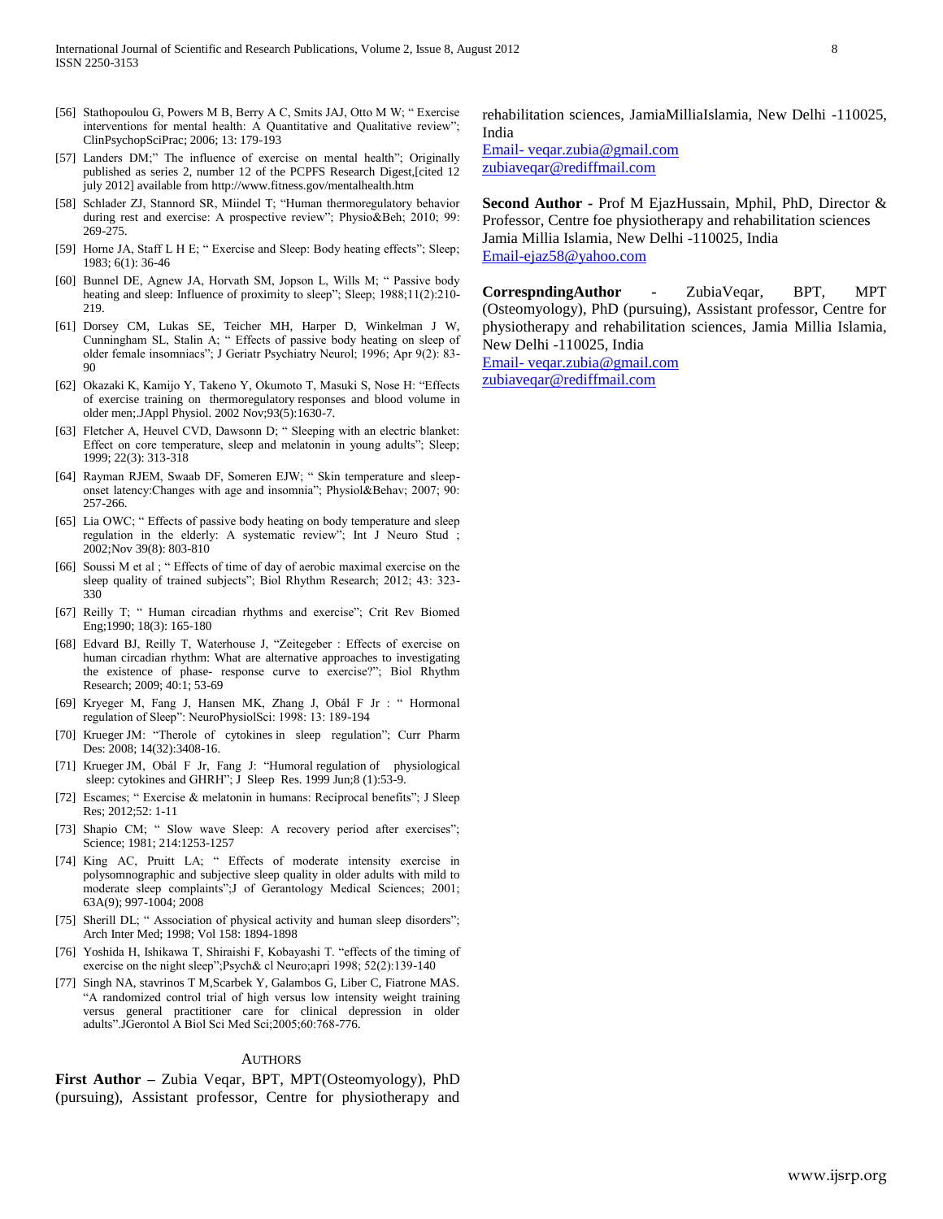[56] Stathopoulou G, Powers M B, Berry A C, Smits JAJ, Otto M W; " Exercise interventions for mental health: A Quantitative and Qualitative review"; ClinPsychopSciPrac; 2006; 13: 179-193

[57] Landers DM;" The influence of exercise on mental health"; Originally published as series 2, number 12 of the PCPFS Research Digest,[cited 12 july 2012] available from http://www.fitness.gov/mentalhealth.htm

[58] Schlader ZJ, Stannord SR, Miindel T; "Human thermoregulatory behavior during rest and exercise: A prospective review"; Physio&Beh; 2010; 99: 269-275.

[59] Horne JA, Staff L H E; " Exercise and Sleep: Body heating effects"; Sleep; 1983; 6(1): 36-46

[60] Bunnel DE, Agnew JA, Horvath SM, Jopson L, Wills M; " Passive body heating and sleep: Influence of proximity to sleep"; Sleep; 1988;11(2):210-219.

[61] Dorsey CM, Lukas SE, Teicher MH, Harper D, Winkelman J W, Cunningham SL, Stalin A; " Effects of passive body heating on sleep of older female insomniacs"; J Geriatr Psychiatry Neurol; 1996; Apr 9(2): 83-90

[62] Okazaki K, Kamijo Y, Takeno Y, Okumoto T, Masuki S, Nose H: "Effects of exercise training on thermoregulatory responses and blood volume in older men;.JAppl Physiol. 2002 Nov;93(5):1630-7.

[63] Fletcher A, Heuvel CVD, Dawsonn D; " Sleeping with an electric blanket: Effect on core temperature, sleep and melatonin in young adults"; Sleep; 1999; 22(3): 313-318

[64] Rayman RJEM, Swaab DF, Someren EJW; " Skin temperature and sleep-onset latency:Changes with age and insomnia"; Physiol&Behav; 2007; 90: 257-266.

[65] Lia OWC; " Effects of passive body heating on body temperature and sleep regulation in the elderly: A systematic review"; Int J Neuro Stud ; 2002;Nov 39(8): 803-810

[66] Soussi M et al ; " Effects of time of day of aerobic maximal exercise on the sleep quality of trained subjects"; Biol Rhythm Research; 2012; 43: 323-330

[67] Reilly T; " Human circadian rhythms and exercise"; Crit Rev Biomed Eng;1990; 18(3): 165-180

[68] Edvard BJ, Reilly T, Waterhouse J, "Zeitegeber : Effects of exercise on human circadian rhythm: What are alternative approaches to investigating the existence of phase- response curve to exercise?"; Biol Rhythm Research; 2009; 40:1; 53-69

[69] Kryeger M, Fang J, Hansen MK, Zhang J, Obál F Jr : " Hormonal regulation of Sleep": NeuroPhysiolSci: 1998: 13: 189-194

[70] Krueger JM: "Therole of cytokines in sleep regulation"; Curr Pharm Des: 2008; 14(32):3408-16.

[71] Krueger JM, Obál F Jr, Fang J: "Humoral regulation of physiological sleep: cytokines and GHRH"; J Sleep Res. 1999 Jun;8 (1):53-9.

[72] Escames; " Exercise & melatonin in humans: Reciprocal benefits"; J Sleep Res; 2012;52: 1-11

[73] Shapio CM; " Slow wave Sleep: A recovery period after exercises"; Science; 1981; 214:1253-1257

[74] King AC, Pruitt LA; " Effects of moderate intensity exercise in polysomnographic and subjective sleep quality in older adults with mild to moderate sleep complaints";J of Gerantology Medical Sciences; 2001; 63A(9); 997-1004; 2008

[75] Sherill DL; " Association of physical activity and human sleep disorders"; Arch Inter Med; 1998; Vol 158: 1894-1898

[76] Yoshida H, Ishikawa T, Shiraishi F, Kobayashi T. "effects of the timing of exercise on the night sleep";Psych& cl Neuro;apri 1998; 52(2):139-140

[77] Singh NA, stavrinos T M,Scarbek Y, Galambos G, Liber C, Fiatrone MAS. "A randomized control trial of high versus low intensity weight training versus general practitioner care for clinical depression in older adults".JGerontol A Biol Sci Med Sci;2005;60:768-776.

## AUTHORS

**First Author** – Zubia Veqar, BPT, MPT(Osteomyology), PhD (pursuing), Assistant professor, Centre for physiotherapy and rehabilitation sciences, JamiaMilliaIslamia, New Delhi -110025, India
Email- veqar.zubia@gmail.com
zubiaveqar@rediffmail.com

**Second Author** - Prof M EjazHussain, Mphil, PhD, Director & Professor, Centre foe physiotherapy and rehabilitation sciences Jamia Millia Islamia, New Delhi -110025, India
Email-ejaz58@yahoo.com

**CorrespndingAuthor** - ZubiaVeqar, BPT, MPT (Osteomyology), PhD (pursuing), Assistant professor, Centre for physiotherapy and rehabilitation sciences, Jamia Millia Islamia, New Delhi -110025, India
Email- veqar.zubia@gmail.com
zubiaveqar@rediffmail.com